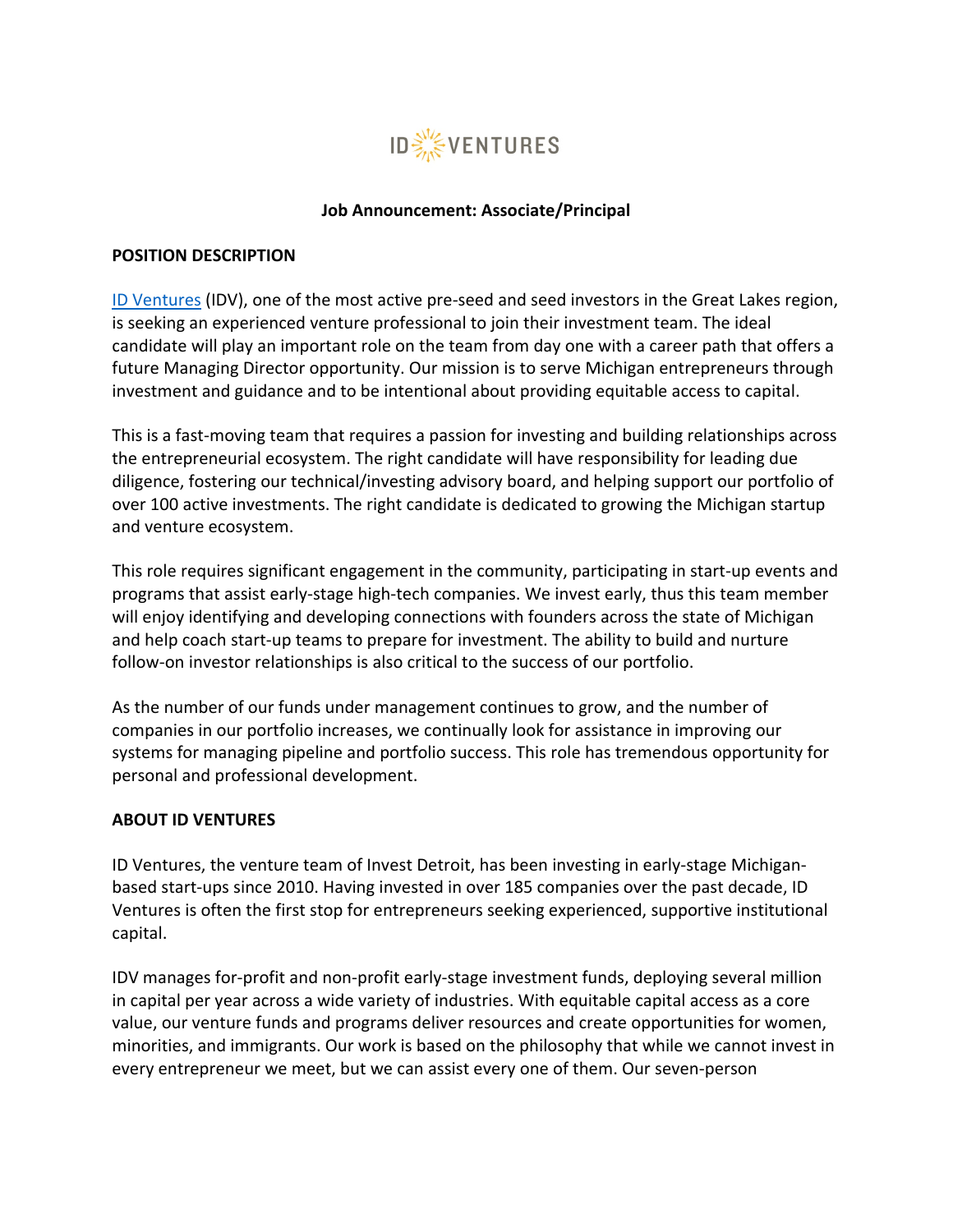ID VENTURES

**Job Announcement: Associate/Principal**

**POSITION DESCRIPTION**

ID Ventures (IDV), one of the most active pre-seed and seed investors in the Great Lakes region, is seeking an experienced venture professional to join their investment team. The ideal candidate will play an important role on the team from day one with a career path that offers a future Managing Director opportunity. Our mission is to serve Michigan entrepreneurs through investment and guidance and to be intentional about providing equitable access to capital.

This is a fast-moving team that requires a passion for investing and building relationships across the entrepreneurial ecosystem. The right candidate will have responsibility for leading due diligence, fostering our technical/investing advisory board, and helping support our portfolio of over 100 active investments. The right candidate is dedicated to growing the Michigan startup and venture ecosystem.

This role requires significant engagement in the community, participating in start-up events and programs that assist early-stage high-tech companies. We invest early, thus this team member will enjoy identifying and developing connections with founders across the state of Michigan and help coach start-up teams to prepare for investment. The ability to build and nurture follow-on investor relationships is also critical to the success of our portfolio.

As the number of our funds under management continues to grow, and the number of companies in our portfolio increases, we continually look for assistance in improving our systems for managing pipeline and portfolio success. This role has tremendous opportunity for personal and professional development.

**ABOUT ID VENTURES**

ID Ventures, the venture team of Invest Detroit, has been investing in early-stage Michigan-based start-ups since 2010. Having invested in over 185 companies over the past decade, ID Ventures is often the first stop for entrepreneurs seeking experienced, supportive institutional capital.

IDV manages for-profit and non-profit early-stage investment funds, deploying several million in capital per year across a wide variety of industries. With equitable capital access as a core value, our venture funds and programs deliver resources and create opportunities for women, minorities, and immigrants. Our work is based on the philosophy that while we cannot invest in every entrepreneur we meet, but we can assist every one of them. Our seven-person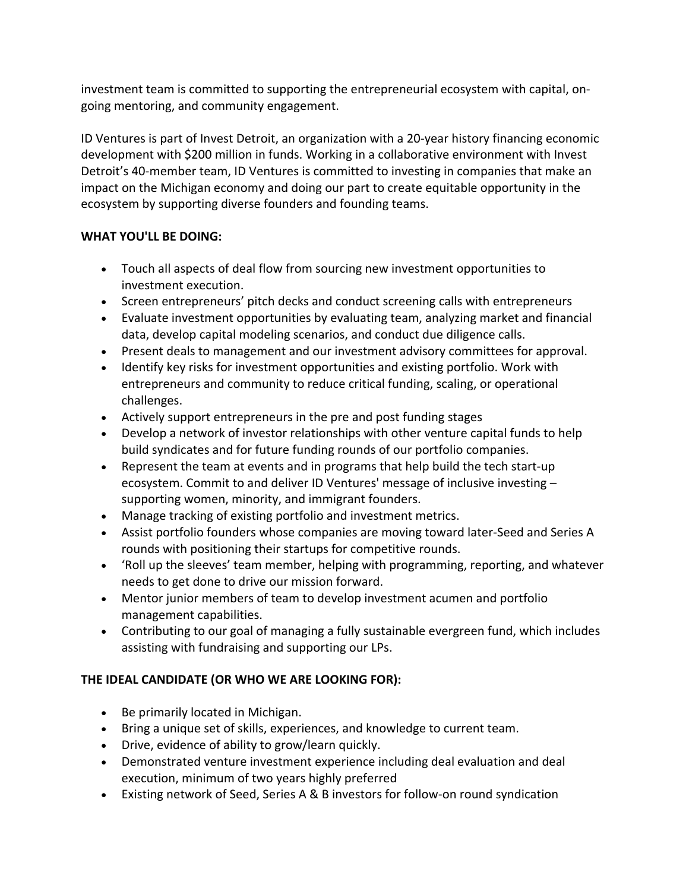investment team is committed to supporting the entrepreneurial ecosystem with capital, on-going mentoring, and community engagement.

ID Ventures is part of Invest Detroit, an organization with a 20-year history financing economic development with $200 million in funds. Working in a collaborative environment with Invest Detroit's 40-member team, ID Ventures is committed to investing in companies that make an impact on the Michigan economy and doing our part to create equitable opportunity in the ecosystem by supporting diverse founders and founding teams.

**WHAT YOU'LL BE DOING:**

- Touch all aspects of deal flow from sourcing new investment opportunities to investment execution.
- Screen entrepreneurs' pitch decks and conduct screening calls with entrepreneurs
- Evaluate investment opportunities by evaluating team, analyzing market and financial data, develop capital modeling scenarios, and conduct due diligence calls.
- Present deals to management and our investment advisory committees for approval.
- Identify key risks for investment opportunities and existing portfolio. Work with entrepreneurs and community to reduce critical funding, scaling, or operational challenges.
- Actively support entrepreneurs in the pre and post funding stages
- Develop a network of investor relationships with other venture capital funds to help build syndicates and for future funding rounds of our portfolio companies.
- Represent the team at events and in programs that help build the tech start-up ecosystem. Commit to and deliver ID Ventures' message of inclusive investing – supporting women, minority, and immigrant founders.
- Manage tracking of existing portfolio and investment metrics.
- Assist portfolio founders whose companies are moving toward later-Seed and Series A rounds with positioning their startups for competitive rounds.
- 'Roll up the sleeves' team member, helping with programming, reporting, and whatever needs to get done to drive our mission forward.
- Mentor junior members of team to develop investment acumen and portfolio management capabilities.
- Contributing to our goal of managing a fully sustainable evergreen fund, which includes assisting with fundraising and supporting our LPs.

**THE IDEAL CANDIDATE (OR WHO WE ARE LOOKING FOR):**

- Be primarily located in Michigan.
- Bring a unique set of skills, experiences, and knowledge to current team.
- Drive, evidence of ability to grow/learn quickly.
- Demonstrated venture investment experience including deal evaluation and deal execution, minimum of two years highly preferred
- Existing network of Seed, Series A & B investors for follow-on round syndication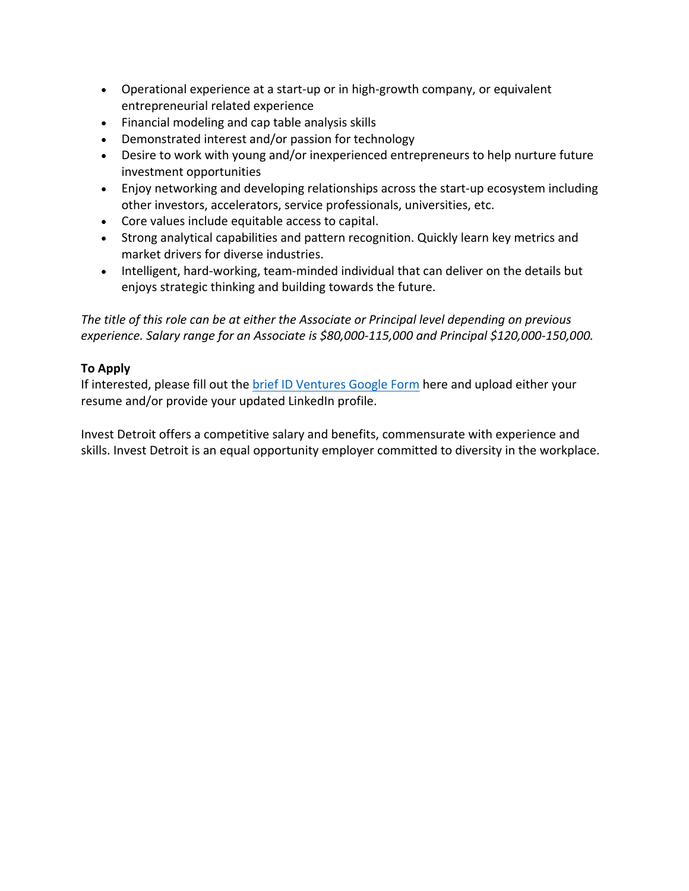- Operational experience at a start-up or in high-growth company, or equivalent entrepreneurial related experience
- Financial modeling and cap table analysis skills
- Demonstrated interest and/or passion for technology
- Desire to work with young and/or inexperienced entrepreneurs to help nurture future investment opportunities
- Enjoy networking and developing relationships across the start-up ecosystem including other investors, accelerators, service professionals, universities, etc.
- Core values include equitable access to capital.
- Strong analytical capabilities and pattern recognition. Quickly learn key metrics and market drivers for diverse industries.
- Intelligent, hard-working, team-minded individual that can deliver on the details but enjoys strategic thinking and building towards the future.

*The title of this role can be at either the Associate or Principal level depending on previous experience. Salary range for an Associate is $80,000-115,000 and Principal $120,000-150,000.*

**To Apply**

If interested, please fill out the [brief ID Ventures Google Form]() here and upload either your resume and/or provide your updated LinkedIn profile.

Invest Detroit offers a competitive salary and benefits, commensurate with experience and skills. Invest Detroit is an equal opportunity employer committed to diversity in the workplace.